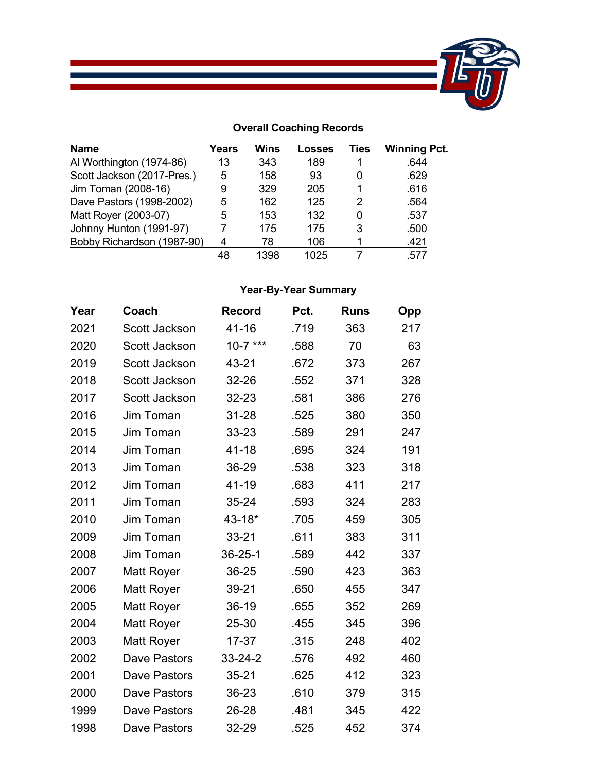## Overall Coaching Records

| Name | Years | Wins | Losses | Ties | Winning Pct. |
|---|---|---|---|---|---|
| Al Worthington (1974-86) | 13 | 343 | 189 | 1 | .644 |
| Scott Jackson (2017-Pres.) | 5 | 158 | 93 | 0 | .629 |
| Jim Toman (2008-16) | 9 | 329 | 205 | 1 | .616 |
| Dave Pastors (1998-2002) | 5 | 162 | 125 | 2 | .564 |
| Matt Royer (2003-07) | 5 | 153 | 132 | 0 | .537 |
| Johnny Hunton (1991-97) | 7 | 175 | 175 | 3 | .500 |
| Bobby Richardson (1987-90) | 4 | 78 | 106 | 1 | .421 |
| | 48 | 1398 | 1025 | 7 | .577 |

## Year-By-Year Summary

| Year | Coach | Record | Pct. | Runs | Opp |
|---|---|---|---|---|---|
| 2021 | Scott Jackson | 41-16 | .719 | 363 | 217 |
| 2020 | Scott Jackson | 10-7 *** | .588 | 70 | 63 |
| 2019 | Scott Jackson | 43-21 | .672 | 373 | 267 |
| 2018 | Scott Jackson | 32-26 | .552 | 371 | 328 |
| 2017 | Scott Jackson | 32-23 | .581 | 386 | 276 |
| 2016 | Jim Toman | 31-28 | .525 | 380 | 350 |
| 2015 | Jim Toman | 33-23 | .589 | 291 | 247 |
| 2014 | Jim Toman | 41-18 | .695 | 324 | 191 |
| 2013 | Jim Toman | 36-29 | .538 | 323 | 318 |
| 2012 | Jim Toman | 41-19 | .683 | 411 | 217 |
| 2011 | Jim Toman | 35-24 | .593 | 324 | 283 |
| 2010 | Jim Toman | 43-18* | .705 | 459 | 305 |
| 2009 | Jim Toman | 33-21 | .611 | 383 | 311 |
| 2008 | Jim Toman | 36-25-1 | .589 | 442 | 337 |
| 2007 | Matt Royer | 36-25 | .590 | 423 | 363 |
| 2006 | Matt Royer | 39-21 | .650 | 455 | 347 |
| 2005 | Matt Royer | 36-19 | .655 | 352 | 269 |
| 2004 | Matt Royer | 25-30 | .455 | 345 | 396 |
| 2003 | Matt Royer | 17-37 | .315 | 248 | 402 |
| 2002 | Dave Pastors | 33-24-2 | .576 | 492 | 460 |
| 2001 | Dave Pastors | 35-21 | .625 | 412 | 323 |
| 2000 | Dave Pastors | 36-23 | .610 | 379 | 315 |
| 1999 | Dave Pastors | 26-28 | .481 | 345 | 422 |
| 1998 | Dave Pastors | 32-29 | .525 | 452 | 374 |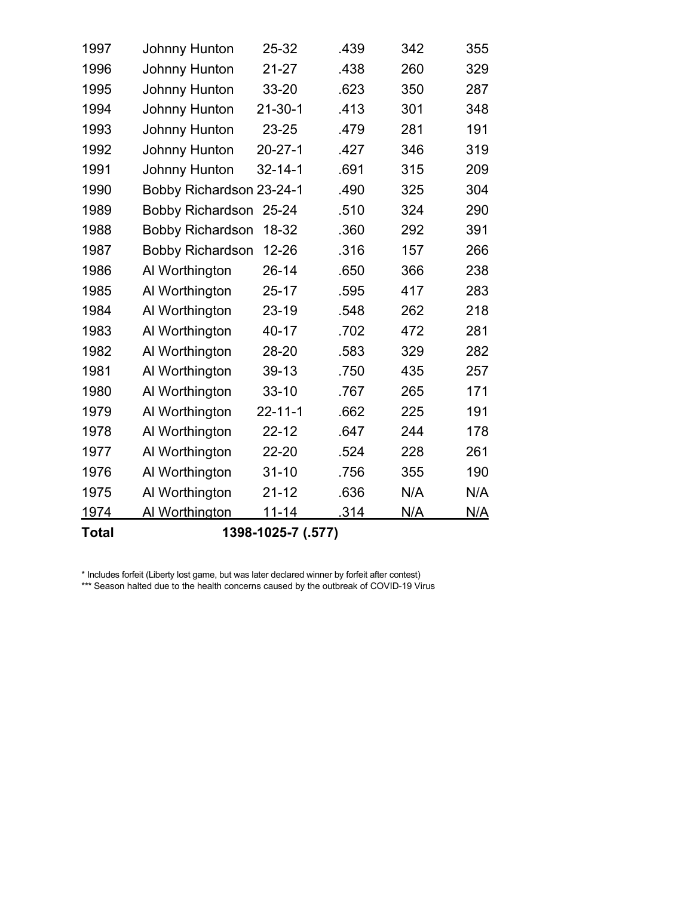| | | | | | |
|---|---|---|---|---|---|
| 1997 | Johnny Hunton | 25-32 | .439 | 342 | 355 |
| 1996 | Johnny Hunton | 21-27 | .438 | 260 | 329 |
| 1995 | Johnny Hunton | 33-20 | .623 | 350 | 287 |
| 1994 | Johnny Hunton | 21-30-1 | .413 | 301 | 348 |
| 1993 | Johnny Hunton | 23-25 | .479 | 281 | 191 |
| 1992 | Johnny Hunton | 20-27-1 | .427 | 346 | 319 |
| 1991 | Johnny Hunton | 32-14-1 | .691 | 315 | 209 |
| 1990 | Bobby Richardson | 23-24-1 | .490 | 325 | 304 |
| 1989 | Bobby Richardson | 25-24 | .510 | 324 | 290 |
| 1988 | Bobby Richardson | 18-32 | .360 | 292 | 391 |
| 1987 | Bobby Richardson | 12-26 | .316 | 157 | 266 |
| 1986 | Al Worthington | 26-14 | .650 | 366 | 238 |
| 1985 | Al Worthington | 25-17 | .595 | 417 | 283 |
| 1984 | Al Worthington | 23-19 | .548 | 262 | 218 |
| 1983 | Al Worthington | 40-17 | .702 | 472 | 281 |
| 1982 | Al Worthington | 28-20 | .583 | 329 | 282 |
| 1981 | Al Worthington | 39-13 | .750 | 435 | 257 |
| 1980 | Al Worthington | 33-10 | .767 | 265 | 171 |
| 1979 | Al Worthington | 22-11-1 | .662 | 225 | 191 |
| 1978 | Al Worthington | 22-12 | .647 | 244 | 178 |
| 1977 | Al Worthington | 22-20 | .524 | 228 | 261 |
| 1976 | Al Worthington | 31-10 | .756 | 355 | 190 |
| 1975 | Al Worthington | 21-12 | .636 | N/A | N/A |
| 1974 | Al Worthington | 11-14 | .314 | N/A | N/A |
| **Total** | | **1398-1025-7 (.577)** | | | |

\* Includes forfeit (Liberty lost game, but was later declared winner by forfeit after contest)

\*\*\* Season halted due to the health concerns caused by the outbreak of COVID-19 Virus